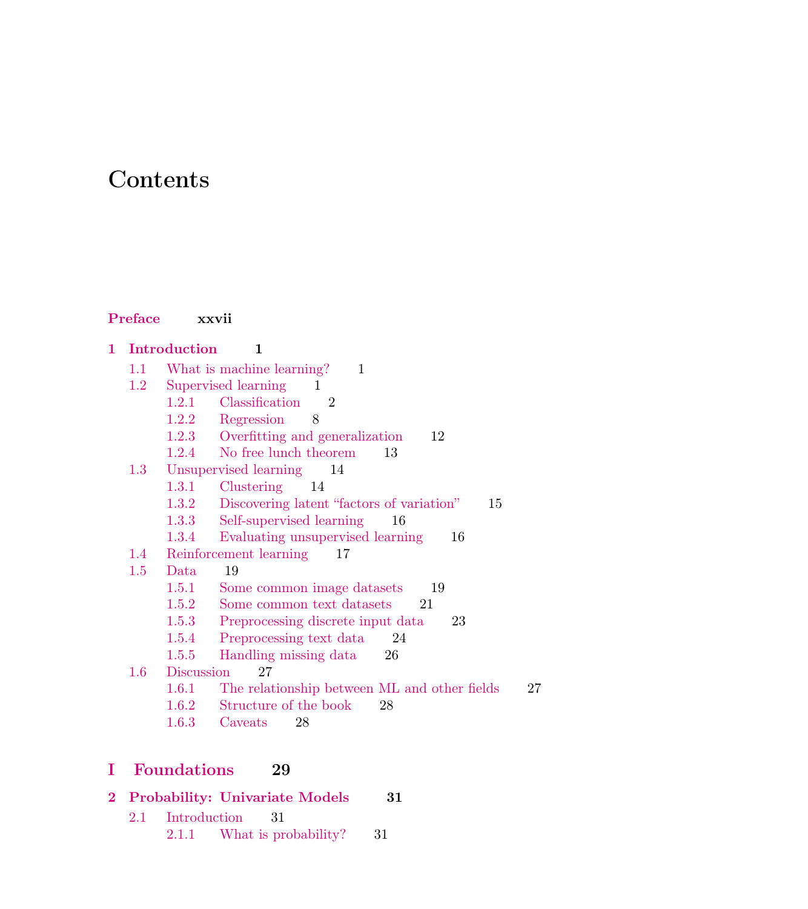# Contents

**Preface** xxvii

**1 Introduction** 1

- 1.1 What is machine learning? 1
- 1.2 Supervised learning 1
  - 1.2.1 Classification 2
  - 1.2.2 Regression 8
  - 1.2.3 Overfitting and generalization 12
  - 1.2.4 No free lunch theorem 13
- 1.3 Unsupervised learning 14
  - 1.3.1 Clustering 14
  - 1.3.2 Discovering latent "factors of variation" 15
  - 1.3.3 Self-supervised learning 16
  - 1.3.4 Evaluating unsupervised learning 16
- 1.4 Reinforcement learning 17
- 1.5 Data 19
  - 1.5.1 Some common image datasets 19
  - 1.5.2 Some common text datasets 21
  - 1.5.3 Preprocessing discrete input data 23
  - 1.5.4 Preprocessing text data 24
  - 1.5.5 Handling missing data 26
- 1.6 Discussion 27
  - 1.6.1 The relationship between ML and other fields 27
  - 1.6.2 Structure of the book 28
  - 1.6.3 Caveats 28

## I Foundations 29

**2 Probability: Univariate Models** 31

- 2.1 Introduction 31
  - 2.1.1 What is probability? 31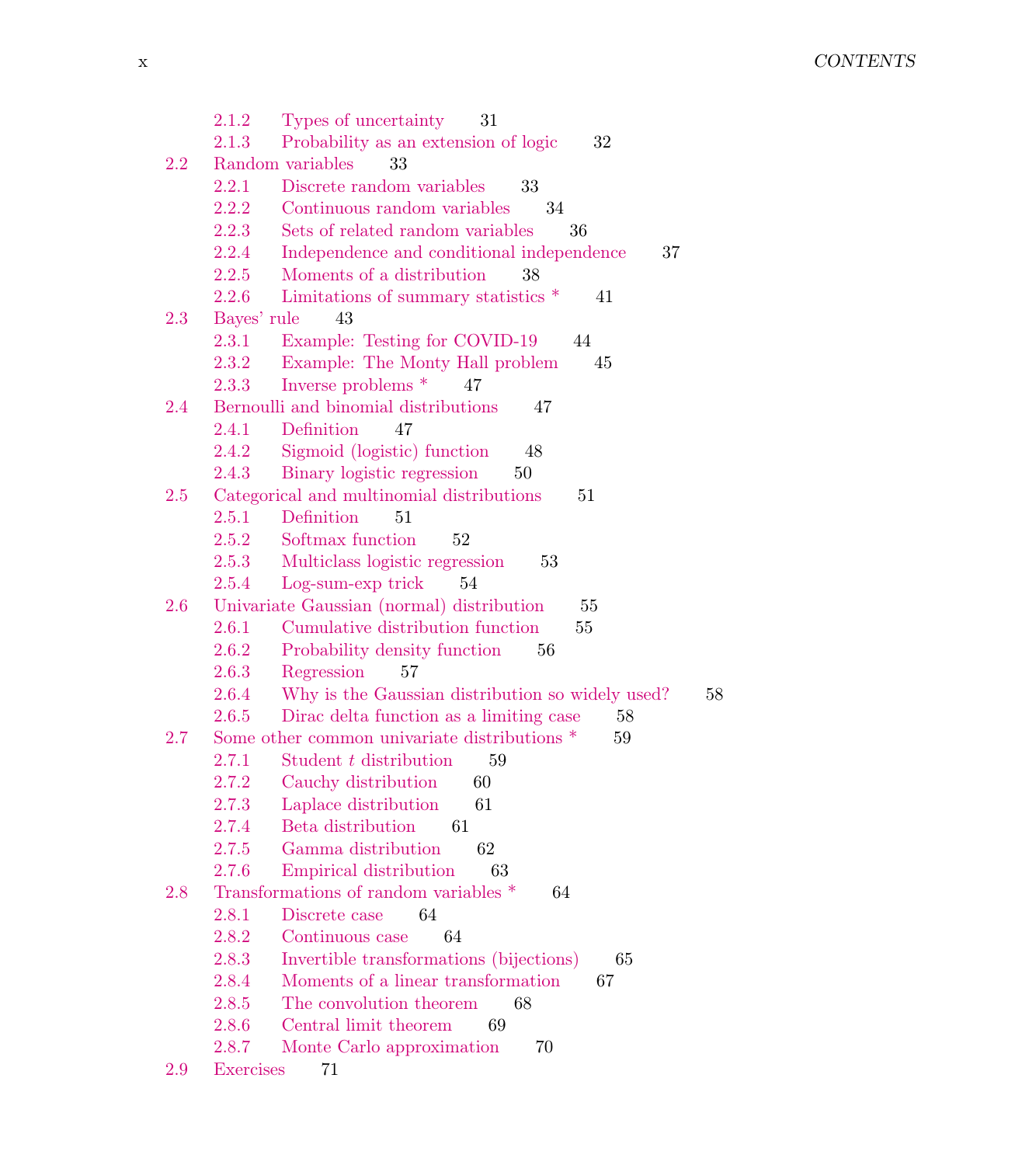- 2.1.2 Types of uncertainty 31
- 2.1.3 Probability as an extension of logic 32
- 2.2 Random variables 33
  - 2.2.1 Discrete random variables 33
  - 2.2.2 Continuous random variables 34
  - 2.2.3 Sets of related random variables 36
  - 2.2.4 Independence and conditional independence 37
  - 2.2.5 Moments of a distribution 38
  - 2.2.6 Limitations of summary statistics * 41
- 2.3 Bayes' rule 43
  - 2.3.1 Example: Testing for COVID-19 44
  - 2.3.2 Example: The Monty Hall problem 45
  - 2.3.3 Inverse problems * 47
- 2.4 Bernoulli and binomial distributions 47
  - 2.4.1 Definition 47
  - 2.4.2 Sigmoid (logistic) function 48
  - 2.4.3 Binary logistic regression 50
- 2.5 Categorical and multinomial distributions 51
  - 2.5.1 Definition 51
  - 2.5.2 Softmax function 52
  - 2.5.3 Multiclass logistic regression 53
  - 2.5.4 Log-sum-exp trick 54
- 2.6 Univariate Gaussian (normal) distribution 55
  - 2.6.1 Cumulative distribution function 55
  - 2.6.2 Probability density function 56
  - 2.6.3 Regression 57
  - 2.6.4 Why is the Gaussian distribution so widely used? 58
  - 2.6.5 Dirac delta function as a limiting case 58
- 2.7 Some other common univariate distributions * 59
  - 2.7.1 Student $t$ distribution 59
  - 2.7.2 Cauchy distribution 60
  - 2.7.3 Laplace distribution 61
  - 2.7.4 Beta distribution 61
  - 2.7.5 Gamma distribution 62
  - 2.7.6 Empirical distribution 63
- 2.8 Transformations of random variables * 64
  - 2.8.1 Discrete case 64
  - 2.8.2 Continuous case 64
  - 2.8.3 Invertible transformations (bijections) 65
  - 2.8.4 Moments of a linear transformation 67
  - 2.8.5 The convolution theorem 68
  - 2.8.6 Central limit theorem 69
  - 2.8.7 Monte Carlo approximation 70
- 2.9 Exercises 71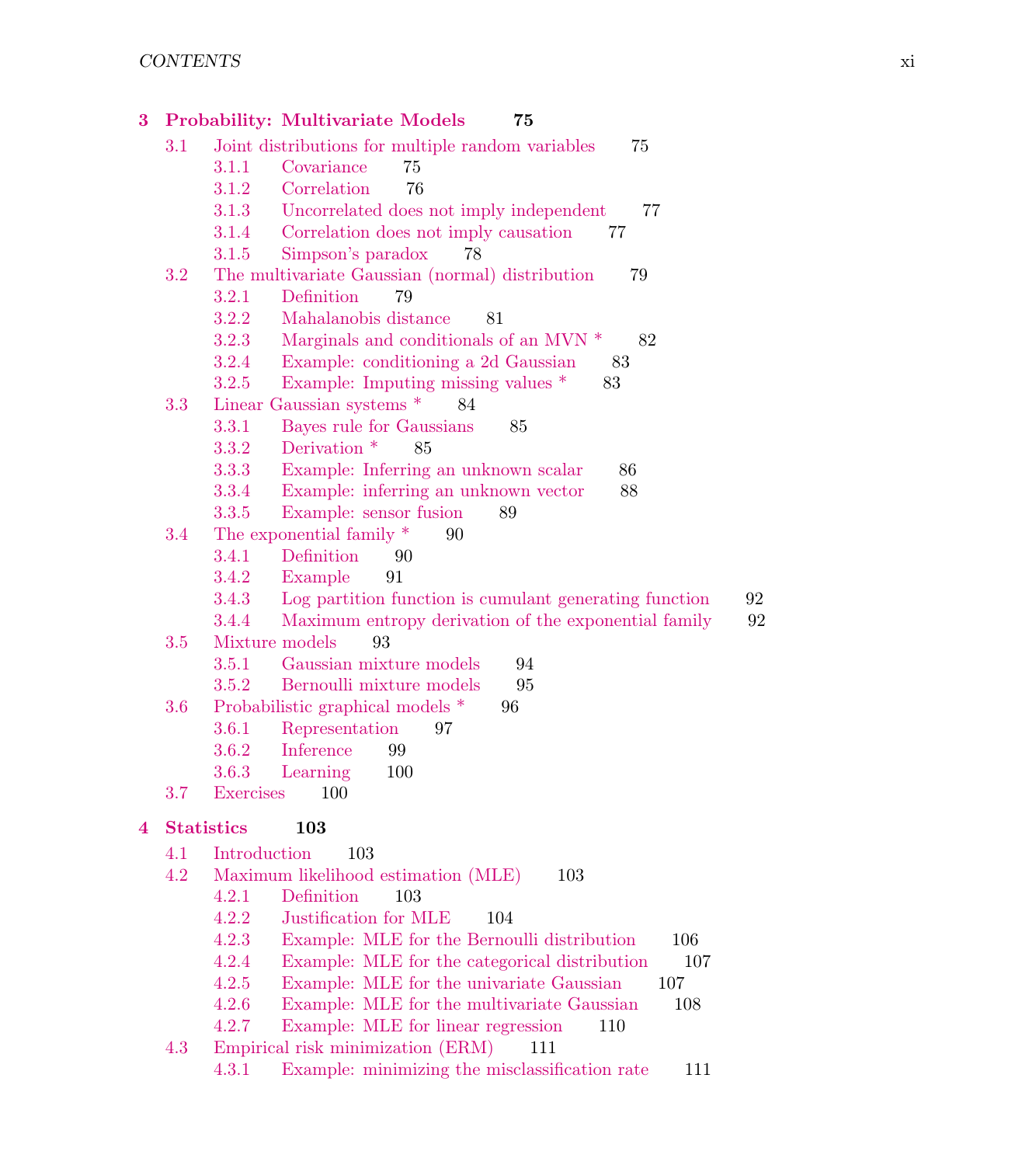**3 Probability: Multivariate Models 75**

- 3.1 Joint distributions for multiple random variables 75
  - 3.1.1 Covariance 75
  - 3.1.2 Correlation 76
  - 3.1.3 Uncorrelated does not imply independent 77
  - 3.1.4 Correlation does not imply causation 77
  - 3.1.5 Simpson's paradox 78
- 3.2 The multivariate Gaussian (normal) distribution 79
  - 3.2.1 Definition 79
  - 3.2.2 Mahalanobis distance 81
  - 3.2.3 Marginals and conditionals of an MVN * 82
  - 3.2.4 Example: conditioning a 2d Gaussian 83
  - 3.2.5 Example: Imputing missing values * 83
- 3.3 Linear Gaussian systems * 84
  - 3.3.1 Bayes rule for Gaussians 85
  - 3.3.2 Derivation * 85
  - 3.3.3 Example: Inferring an unknown scalar 86
  - 3.3.4 Example: inferring an unknown vector 88
  - 3.3.5 Example: sensor fusion 89
- 3.4 The exponential family * 90
  - 3.4.1 Definition 90
  - 3.4.2 Example 91
  - 3.4.3 Log partition function is cumulant generating function 92
  - 3.4.4 Maximum entropy derivation of the exponential family 92
- 3.5 Mixture models 93
  - 3.5.1 Gaussian mixture models 94
  - 3.5.2 Bernoulli mixture models 95
- 3.6 Probabilistic graphical models * 96
  - 3.6.1 Representation 97
  - 3.6.2 Inference 99
  - 3.6.3 Learning 100
- 3.7 Exercises 100

**4 Statistics 103**

- 4.1 Introduction 103
- 4.2 Maximum likelihood estimation (MLE) 103
  - 4.2.1 Definition 103
  - 4.2.2 Justification for MLE 104
  - 4.2.3 Example: MLE for the Bernoulli distribution 106
  - 4.2.4 Example: MLE for the categorical distribution 107
  - 4.2.5 Example: MLE for the univariate Gaussian 107
  - 4.2.6 Example: MLE for the multivariate Gaussian 108
  - 4.2.7 Example: MLE for linear regression 110
- 4.3 Empirical risk minimization (ERM) 111
  - 4.3.1 Example: minimizing the misclassification rate 111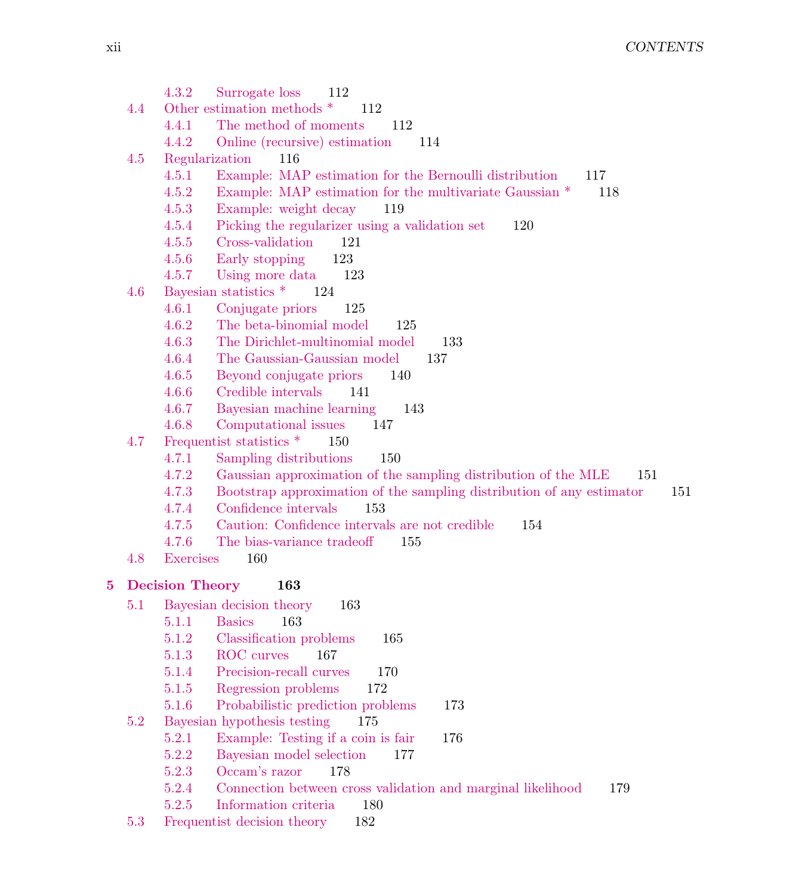- 4.3.2 Surrogate loss 112
- 4.4 Other estimation methods * 112
  - 4.4.1 The method of moments 112
  - 4.4.2 Online (recursive) estimation 114
- 4.5 Regularization 116
  - 4.5.1 Example: MAP estimation for the Bernoulli distribution 117
  - 4.5.2 Example: MAP estimation for the multivariate Gaussian * 118
  - 4.5.3 Example: weight decay 119
  - 4.5.4 Picking the regularizer using a validation set 120
  - 4.5.5 Cross-validation 121
  - 4.5.6 Early stopping 123
  - 4.5.7 Using more data 123
- 4.6 Bayesian statistics * 124
  - 4.6.1 Conjugate priors 125
  - 4.6.2 The beta-binomial model 125
  - 4.6.3 The Dirichlet-multinomial model 133
  - 4.6.4 The Gaussian-Gaussian model 137
  - 4.6.5 Beyond conjugate priors 140
  - 4.6.6 Credible intervals 141
  - 4.6.7 Bayesian machine learning 143
  - 4.6.8 Computational issues 147
- 4.7 Frequentist statistics * 150
  - 4.7.1 Sampling distributions 150
  - 4.7.2 Gaussian approximation of the sampling distribution of the MLE 151
  - 4.7.3 Bootstrap approximation of the sampling distribution of any estimator 151
  - 4.7.4 Confidence intervals 153
  - 4.7.5 Caution: Confidence intervals are not credible 154
  - 4.7.6 The bias-variance tradeoff 155
- 4.8 Exercises 160

**5 Decision Theory 163**

- 5.1 Bayesian decision theory 163
  - 5.1.1 Basics 163
  - 5.1.2 Classification problems 165
  - 5.1.3 ROC curves 167
  - 5.1.4 Precision-recall curves 170
  - 5.1.5 Regression problems 172
  - 5.1.6 Probabilistic prediction problems 173
- 5.2 Bayesian hypothesis testing 175
  - 5.2.1 Example: Testing if a coin is fair 176
  - 5.2.2 Bayesian model selection 177
  - 5.2.3 Occam's razor 178
  - 5.2.4 Connection between cross validation and marginal likelihood 179
  - 5.2.5 Information criteria 180
- 5.3 Frequentist decision theory 182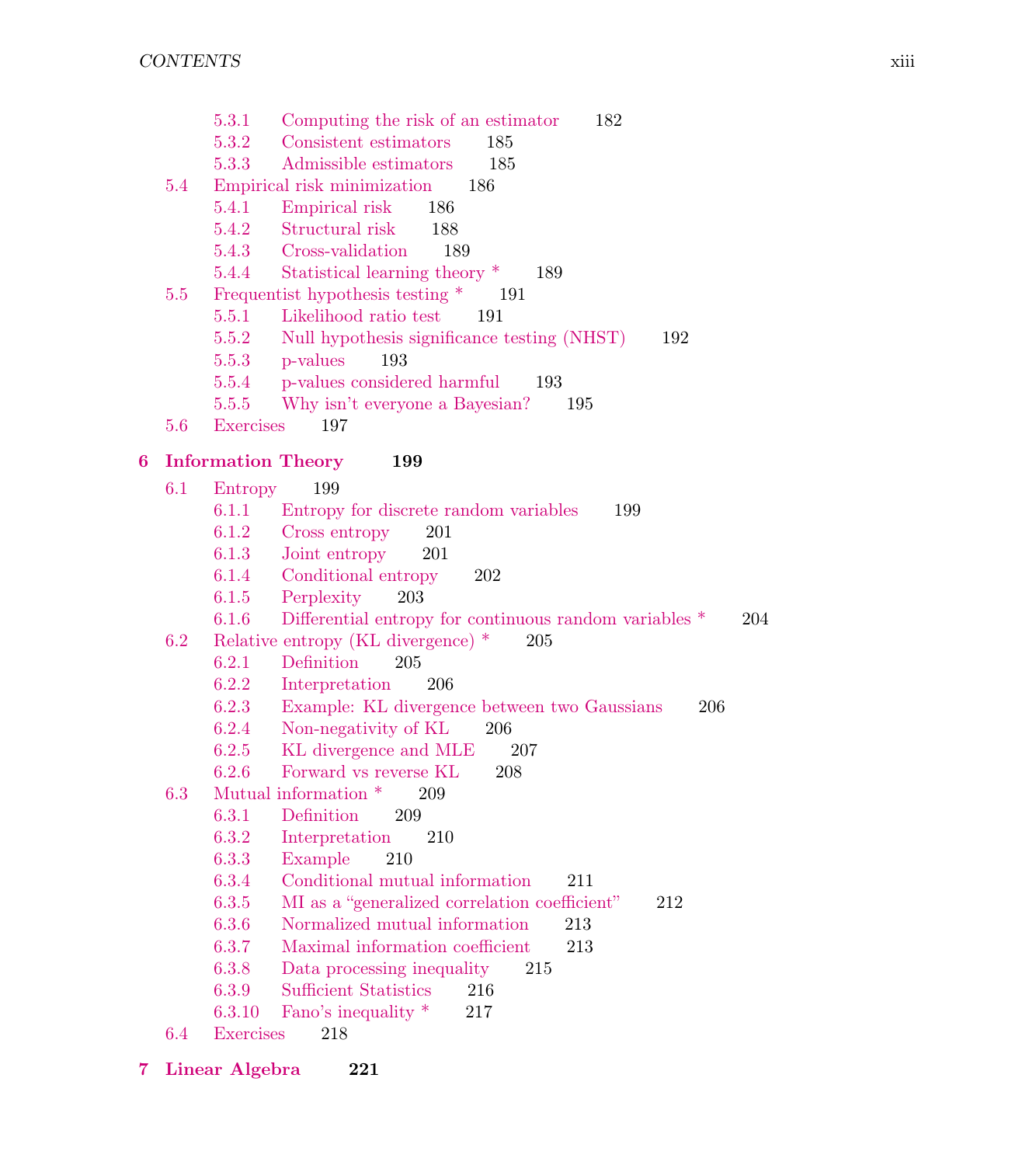- 5.3.1 Computing the risk of an estimator 182
- 5.3.2 Consistent estimators 185
- 5.3.3 Admissible estimators 185
- 5.4 Empirical risk minimization 186
  - 5.4.1 Empirical risk 186
  - 5.4.2 Structural risk 188
  - 5.4.3 Cross-validation 189
  - 5.4.4 Statistical learning theory * 189
- 5.5 Frequentist hypothesis testing * 191
  - 5.5.1 Likelihood ratio test 191
  - 5.5.2 Null hypothesis significance testing (NHST) 192
  - 5.5.3 p-values 193
  - 5.5.4 p-values considered harmful 193
  - 5.5.5 Why isn't everyone a Bayesian? 195
- 5.6 Exercises 197

**6 Information Theory 199**

- 6.1 Entropy 199
  - 6.1.1 Entropy for discrete random variables 199
  - 6.1.2 Cross entropy 201
  - 6.1.3 Joint entropy 201
  - 6.1.4 Conditional entropy 202
  - 6.1.5 Perplexity 203
  - 6.1.6 Differential entropy for continuous random variables * 204
- 6.2 Relative entropy (KL divergence) * 205
  - 6.2.1 Definition 205
  - 6.2.2 Interpretation 206
  - 6.2.3 Example: KL divergence between two Gaussians 206
  - 6.2.4 Non-negativity of KL 206
  - 6.2.5 KL divergence and MLE 207
  - 6.2.6 Forward vs reverse KL 208
- 6.3 Mutual information * 209
  - 6.3.1 Definition 209
  - 6.3.2 Interpretation 210
  - 6.3.3 Example 210
  - 6.3.4 Conditional mutual information 211
  - 6.3.5 MI as a "generalized correlation coefficient" 212
  - 6.3.6 Normalized mutual information 213
  - 6.3.7 Maximal information coefficient 213
  - 6.3.8 Data processing inequality 215
  - 6.3.9 Sufficient Statistics 216
  - 6.3.10 Fano's inequality * 217
- 6.4 Exercises 218

**7 Linear Algebra 221**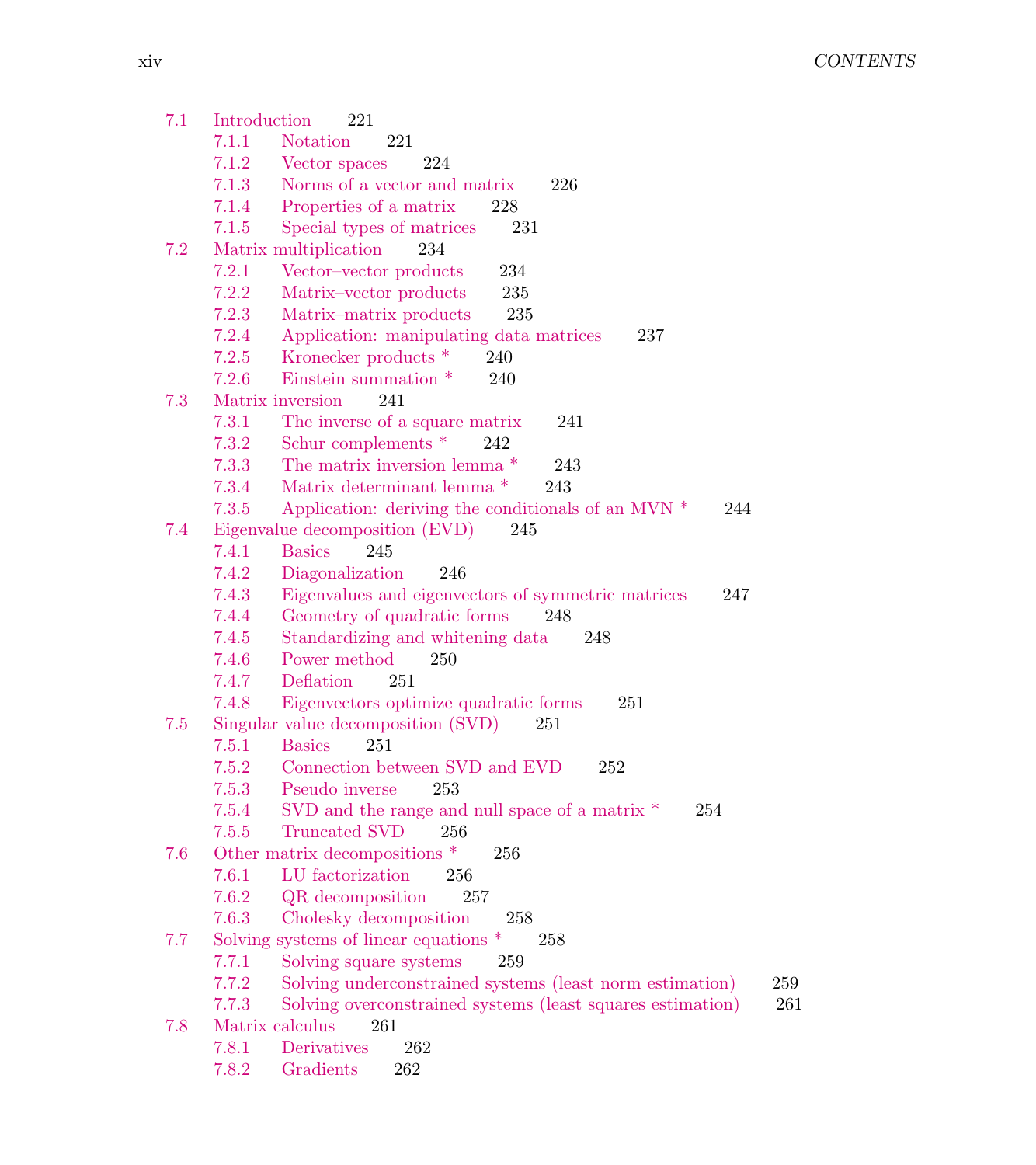- 7.1 Introduction 221
  - 7.1.1 Notation 221
  - 7.1.2 Vector spaces 224
  - 7.1.3 Norms of a vector and matrix 226
  - 7.1.4 Properties of a matrix 228
  - 7.1.5 Special types of matrices 231
- 7.2 Matrix multiplication 234
  - 7.2.1 Vector–vector products 234
  - 7.2.2 Matrix–vector products 235
  - 7.2.3 Matrix–matrix products 235
  - 7.2.4 Application: manipulating data matrices 237
  - 7.2.5 Kronecker products * 240
  - 7.2.6 Einstein summation * 240
- 7.3 Matrix inversion 241
  - 7.3.1 The inverse of a square matrix 241
  - 7.3.2 Schur complements * 242
  - 7.3.3 The matrix inversion lemma * 243
  - 7.3.4 Matrix determinant lemma * 243
  - 7.3.5 Application: deriving the conditionals of an MVN * 244
- 7.4 Eigenvalue decomposition (EVD) 245
  - 7.4.1 Basics 245
  - 7.4.2 Diagonalization 246
  - 7.4.3 Eigenvalues and eigenvectors of symmetric matrices 247
  - 7.4.4 Geometry of quadratic forms 248
  - 7.4.5 Standardizing and whitening data 248
  - 7.4.6 Power method 250
  - 7.4.7 Deflation 251
  - 7.4.8 Eigenvectors optimize quadratic forms 251
- 7.5 Singular value decomposition (SVD) 251
  - 7.5.1 Basics 251
  - 7.5.2 Connection between SVD and EVD 252
  - 7.5.3 Pseudo inverse 253
  - 7.5.4 SVD and the range and null space of a matrix * 254
  - 7.5.5 Truncated SVD 256
- 7.6 Other matrix decompositions * 256
  - 7.6.1 LU factorization 256
  - 7.6.2 QR decomposition 257
  - 7.6.3 Cholesky decomposition 258
- 7.7 Solving systems of linear equations * 258
  - 7.7.1 Solving square systems 259
  - 7.7.2 Solving underconstrained systems (least norm estimation) 259
  - 7.7.3 Solving overconstrained systems (least squares estimation) 261
- 7.8 Matrix calculus 261
  - 7.8.1 Derivatives 262
  - 7.8.2 Gradients 262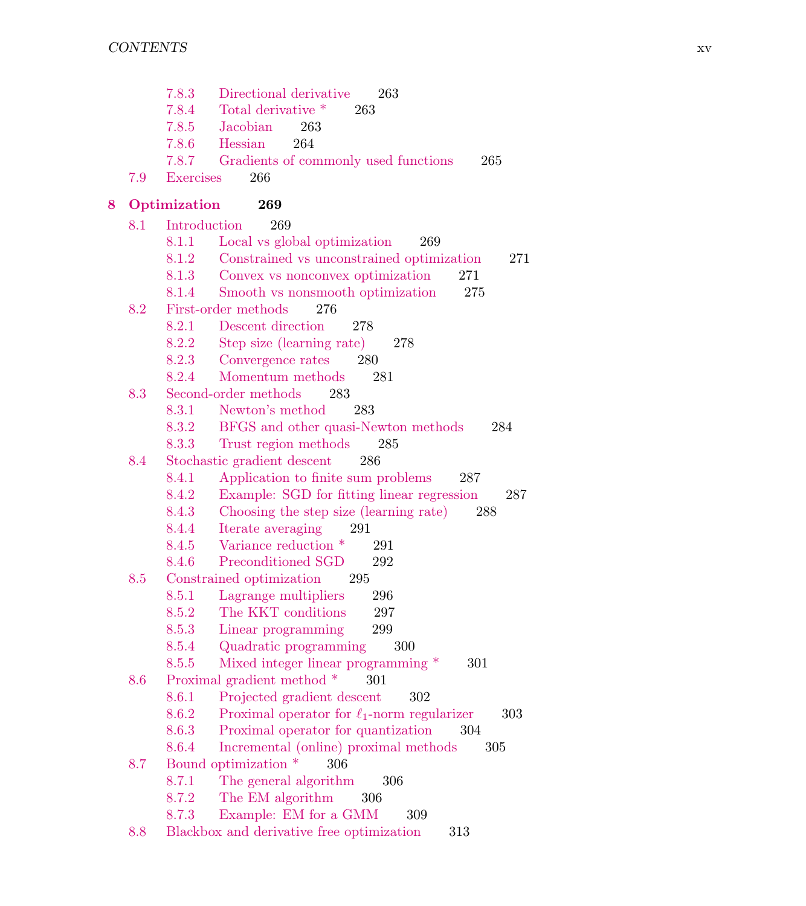- 7.8.3 Directional derivative 263
- 7.8.4 Total derivative * 263
- 7.8.5 Jacobian 263
- 7.8.6 Hessian 264
- 7.8.7 Gradients of commonly used functions 265

7.9 Exercises 266

**8 Optimization 269**

8.1 Introduction 269
- 8.1.1 Local vs global optimization 269
- 8.1.2 Constrained vs unconstrained optimization 271
- 8.1.3 Convex vs nonconvex optimization 271
- 8.1.4 Smooth vs nonsmooth optimization 275

8.2 First-order methods 276
- 8.2.1 Descent direction 278
- 8.2.2 Step size (learning rate) 278
- 8.2.3 Convergence rates 280
- 8.2.4 Momentum methods 281

8.3 Second-order methods 283
- 8.3.1 Newton's method 283
- 8.3.2 BFGS and other quasi-Newton methods 284
- 8.3.3 Trust region methods 285

8.4 Stochastic gradient descent 286
- 8.4.1 Application to finite sum problems 287
- 8.4.2 Example: SGD for fitting linear regression 287
- 8.4.3 Choosing the step size (learning rate) 288
- 8.4.4 Iterate averaging 291
- 8.4.5 Variance reduction * 291
- 8.4.6 Preconditioned SGD 292

8.5 Constrained optimization 295
- 8.5.1 Lagrange multipliers 296
- 8.5.2 The KKT conditions 297
- 8.5.3 Linear programming 299
- 8.5.4 Quadratic programming 300
- 8.5.5 Mixed integer linear programming * 301

8.6 Proximal gradient method * 301
- 8.6.1 Projected gradient descent 302
- 8.6.2 Proximal operator for $\ell_1$-norm regularizer 303
- 8.6.3 Proximal operator for quantization 304
- 8.6.4 Incremental (online) proximal methods 305

8.7 Bound optimization * 306
- 8.7.1 The general algorithm 306
- 8.7.2 The EM algorithm 306
- 8.7.3 Example: EM for a GMM 309

8.8 Blackbox and derivative free optimization 313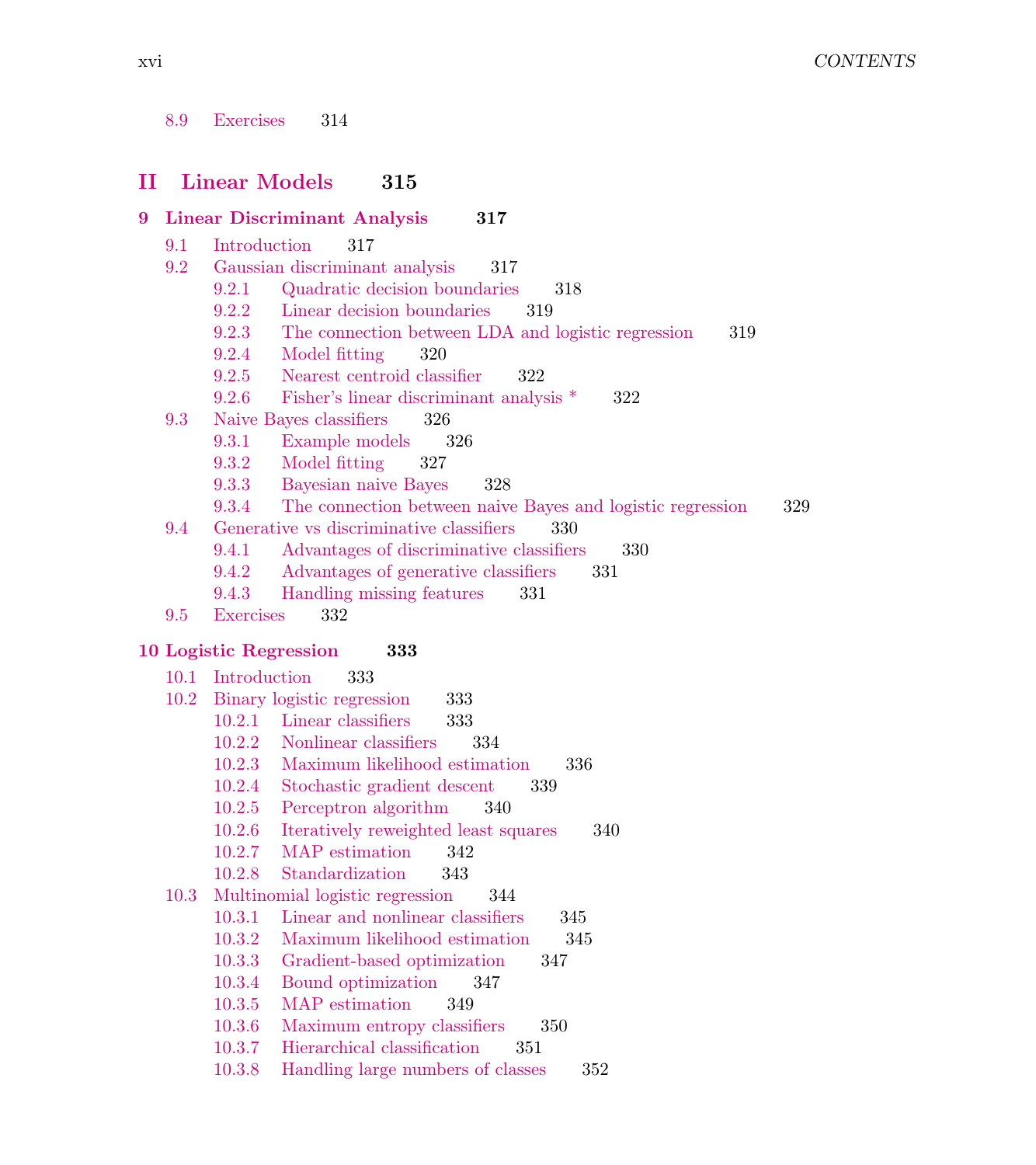8.9 Exercises 314

# II Linear Models 315

## 9 Linear Discriminant Analysis 317

- 9.1 Introduction 317
- 9.2 Gaussian discriminant analysis 317
  - 9.2.1 Quadratic decision boundaries 318
  - 9.2.2 Linear decision boundaries 319
  - 9.2.3 The connection between LDA and logistic regression 319
  - 9.2.4 Model fitting 320
  - 9.2.5 Nearest centroid classifier 322
  - 9.2.6 Fisher's linear discriminant analysis * 322
- 9.3 Naive Bayes classifiers 326
  - 9.3.1 Example models 326
  - 9.3.2 Model fitting 327
  - 9.3.3 Bayesian naive Bayes 328
  - 9.3.4 The connection between naive Bayes and logistic regression 329
- 9.4 Generative vs discriminative classifiers 330
  - 9.4.1 Advantages of discriminative classifiers 330
  - 9.4.2 Advantages of generative classifiers 331
  - 9.4.3 Handling missing features 331
- 9.5 Exercises 332

## 10 Logistic Regression 333

- 10.1 Introduction 333
- 10.2 Binary logistic regression 333
  - 10.2.1 Linear classifiers 333
  - 10.2.2 Nonlinear classifiers 334
  - 10.2.3 Maximum likelihood estimation 336
  - 10.2.4 Stochastic gradient descent 339
  - 10.2.5 Perceptron algorithm 340
  - 10.2.6 Iteratively reweighted least squares 340
  - 10.2.7 MAP estimation 342
  - 10.2.8 Standardization 343
- 10.3 Multinomial logistic regression 344
  - 10.3.1 Linear and nonlinear classifiers 345
  - 10.3.2 Maximum likelihood estimation 345
  - 10.3.3 Gradient-based optimization 347
  - 10.3.4 Bound optimization 347
  - 10.3.5 MAP estimation 349
  - 10.3.6 Maximum entropy classifiers 350
  - 10.3.7 Hierarchical classification 351
  - 10.3.8 Handling large numbers of classes 352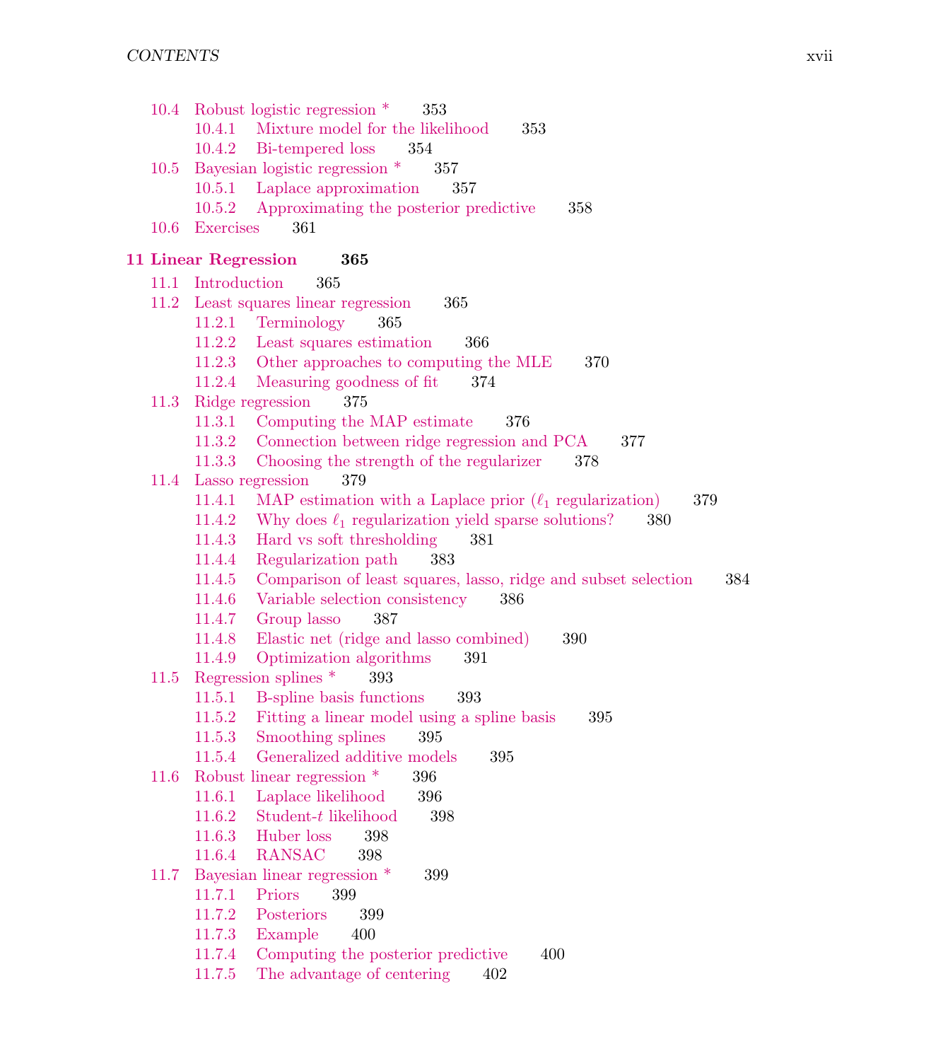- 10.4 Robust logistic regression * 353
  - 10.4.1 Mixture model for the likelihood 353
  - 10.4.2 Bi-tempered loss 354
- 10.5 Bayesian logistic regression * 357
  - 10.5.1 Laplace approximation 357
  - 10.5.2 Approximating the posterior predictive 358
- 10.6 Exercises 361

**11 Linear Regression 365**

- 11.1 Introduction 365
- 11.2 Least squares linear regression 365
  - 11.2.1 Terminology 365
  - 11.2.2 Least squares estimation 366
  - 11.2.3 Other approaches to computing the MLE 370
  - 11.2.4 Measuring goodness of fit 374
- 11.3 Ridge regression 375
  - 11.3.1 Computing the MAP estimate 376
  - 11.3.2 Connection between ridge regression and PCA 377
  - 11.3.3 Choosing the strength of the regularizer 378
- 11.4 Lasso regression 379
  - 11.4.1 MAP estimation with a Laplace prior ($\ell_1$ regularization) 379
  - 11.4.2 Why does $\ell_1$ regularization yield sparse solutions? 380
  - 11.4.3 Hard vs soft thresholding 381
  - 11.4.4 Regularization path 383
  - 11.4.5 Comparison of least squares, lasso, ridge and subset selection 384
  - 11.4.6 Variable selection consistency 386
  - 11.4.7 Group lasso 387
  - 11.4.8 Elastic net (ridge and lasso combined) 390
  - 11.4.9 Optimization algorithms 391
- 11.5 Regression splines * 393
  - 11.5.1 B-spline basis functions 393
  - 11.5.2 Fitting a linear model using a spline basis 395
  - 11.5.3 Smoothing splines 395
  - 11.5.4 Generalized additive models 395
- 11.6 Robust linear regression * 396
  - 11.6.1 Laplace likelihood 396
  - 11.6.2 Student-$t$ likelihood 398
  - 11.6.3 Huber loss 398
  - 11.6.4 RANSAC 398
- 11.7 Bayesian linear regression * 399
  - 11.7.1 Priors 399
  - 11.7.2 Posteriors 399
  - 11.7.3 Example 400
  - 11.7.4 Computing the posterior predictive 400
  - 11.7.5 The advantage of centering 402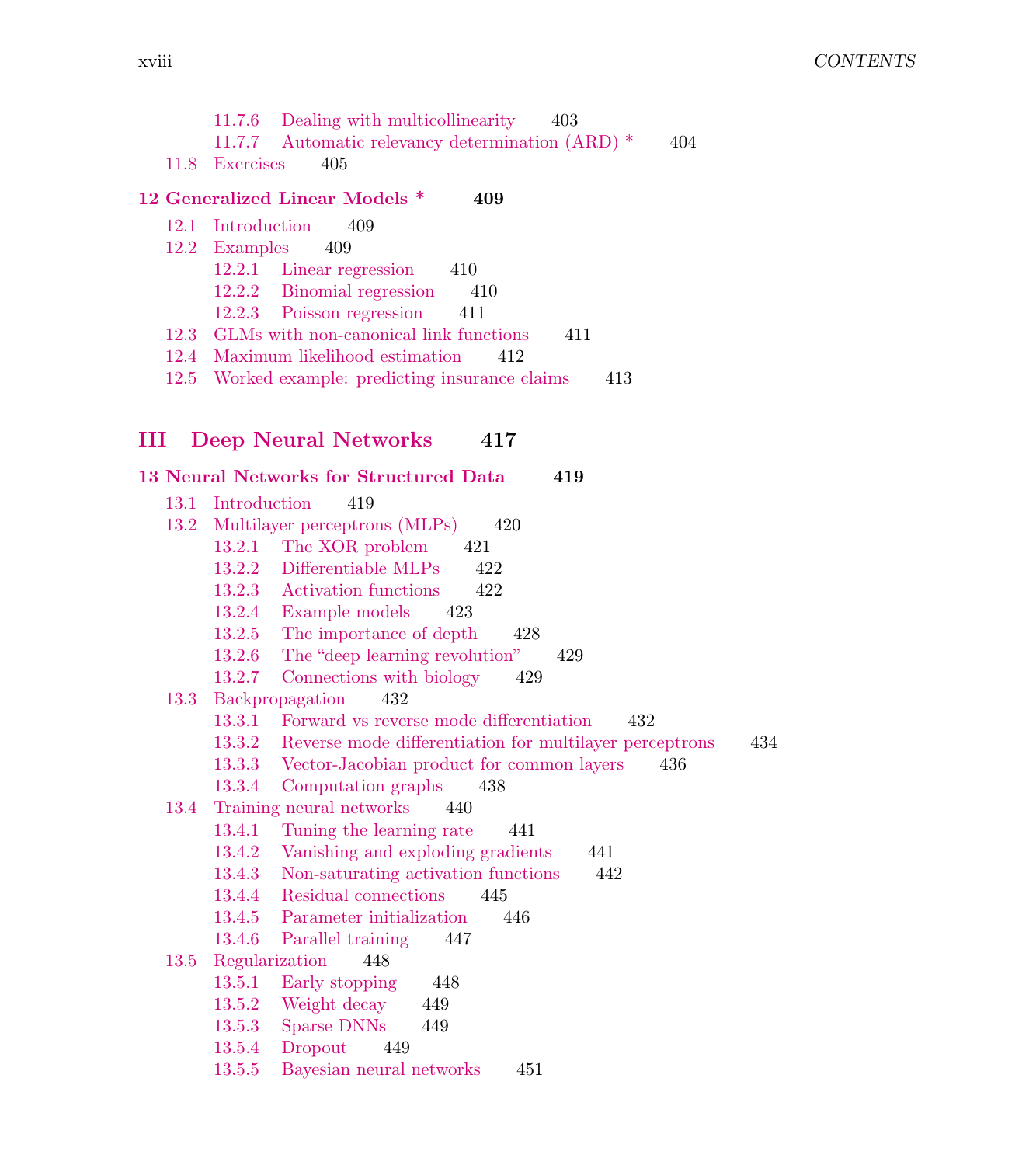- 11.7.6 Dealing with multicollinearity 403
- 11.7.7 Automatic relevancy determination (ARD) * 404

11.8 Exercises 405

## 12 Generalized Linear Models * 409

- 12.1 Introduction 409
- 12.2 Examples 409
  - 12.2.1 Linear regression 410
  - 12.2.2 Binomial regression 410
  - 12.2.3 Poisson regression 411
- 12.3 GLMs with non-canonical link functions 411
- 12.4 Maximum likelihood estimation 412
- 12.5 Worked example: predicting insurance claims 413

# III Deep Neural Networks 417

## 13 Neural Networks for Structured Data 419

- 13.1 Introduction 419
- 13.2 Multilayer perceptrons (MLPs) 420
  - 13.2.1 The XOR problem 421
  - 13.2.2 Differentiable MLPs 422
  - 13.2.3 Activation functions 422
  - 13.2.4 Example models 423
  - 13.2.5 The importance of depth 428
  - 13.2.6 The "deep learning revolution" 429
  - 13.2.7 Connections with biology 429
- 13.3 Backpropagation 432
  - 13.3.1 Forward vs reverse mode differentiation 432
  - 13.3.2 Reverse mode differentiation for multilayer perceptrons 434
  - 13.3.3 Vector-Jacobian product for common layers 436
  - 13.3.4 Computation graphs 438
- 13.4 Training neural networks 440
  - 13.4.1 Tuning the learning rate 441
  - 13.4.2 Vanishing and exploding gradients 441
  - 13.4.3 Non-saturating activation functions 442
  - 13.4.4 Residual connections 445
  - 13.4.5 Parameter initialization 446
  - 13.4.6 Parallel training 447
- 13.5 Regularization 448
  - 13.5.1 Early stopping 448
  - 13.5.2 Weight decay 449
  - 13.5.3 Sparse DNNs 449
  - 13.5.4 Dropout 449
  - 13.5.5 Bayesian neural networks 451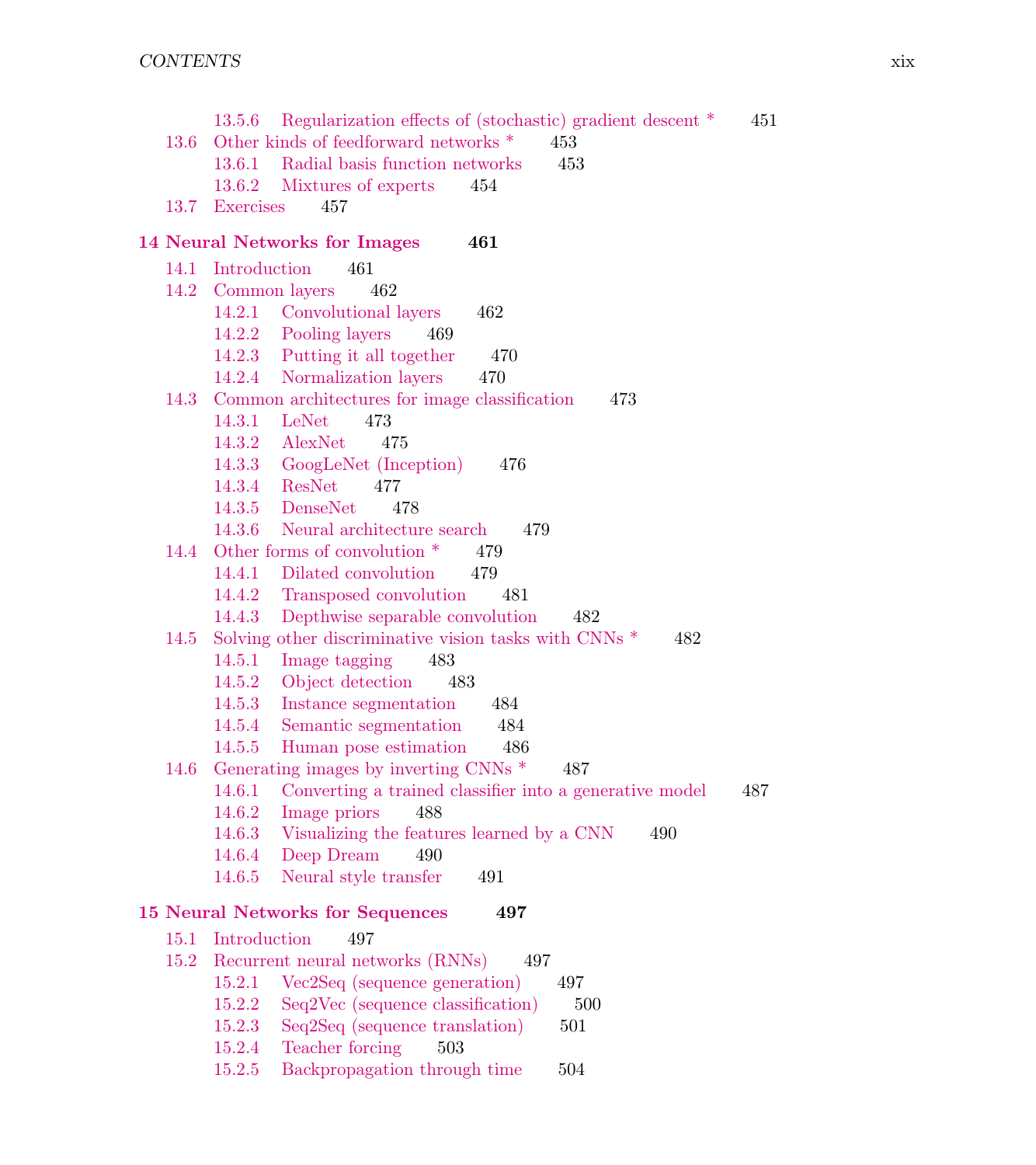- 13.5.6 Regularization effects of (stochastic) gradient descent * 451
- 13.6 Other kinds of feedforward networks * 453
  - 13.6.1 Radial basis function networks 453
  - 13.6.2 Mixtures of experts 454
- 13.7 Exercises 457

**14 Neural Networks for Images 461**

- 14.1 Introduction 461
- 14.2 Common layers 462
  - 14.2.1 Convolutional layers 462
  - 14.2.2 Pooling layers 469
  - 14.2.3 Putting it all together 470
  - 14.2.4 Normalization layers 470
- 14.3 Common architectures for image classification 473
  - 14.3.1 LeNet 473
  - 14.3.2 AlexNet 475
  - 14.3.3 GoogLeNet (Inception) 476
  - 14.3.4 ResNet 477
  - 14.3.5 DenseNet 478
  - 14.3.6 Neural architecture search 479
- 14.4 Other forms of convolution * 479
  - 14.4.1 Dilated convolution 479
  - 14.4.2 Transposed convolution 481
  - 14.4.3 Depthwise separable convolution 482
- 14.5 Solving other discriminative vision tasks with CNNs * 482
  - 14.5.1 Image tagging 483
  - 14.5.2 Object detection 483
  - 14.5.3 Instance segmentation 484
  - 14.5.4 Semantic segmentation 484
  - 14.5.5 Human pose estimation 486
- 14.6 Generating images by inverting CNNs * 487
  - 14.6.1 Converting a trained classifier into a generative model 487
  - 14.6.2 Image priors 488
  - 14.6.3 Visualizing the features learned by a CNN 490
  - 14.6.4 Deep Dream 490
  - 14.6.5 Neural style transfer 491

**15 Neural Networks for Sequences 497**

- 15.1 Introduction 497
- 15.2 Recurrent neural networks (RNNs) 497
  - 15.2.1 Vec2Seq (sequence generation) 497
  - 15.2.2 Seq2Vec (sequence classification) 500
  - 15.2.3 Seq2Seq (sequence translation) 501
  - 15.2.4 Teacher forcing 503
  - 15.2.5 Backpropagation through time 504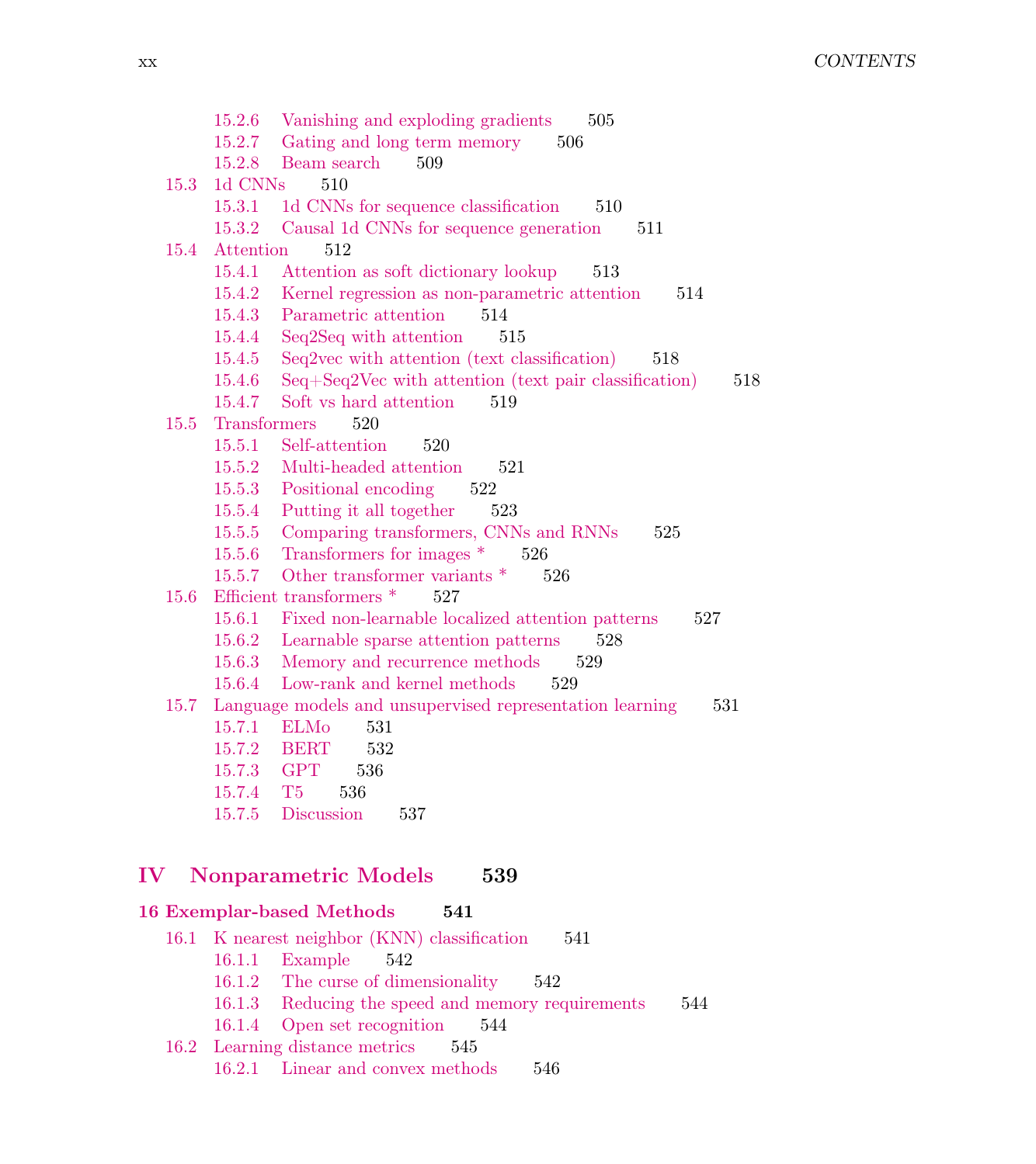- 15.2.6 Vanishing and exploding gradients 505
- 15.2.7 Gating and long term memory 506
- 15.2.8 Beam search 509

15.3 1d CNNs 510

- 15.3.1 1d CNNs for sequence classification 510
- 15.3.2 Causal 1d CNNs for sequence generation 511

15.4 Attention 512

- 15.4.1 Attention as soft dictionary lookup 513
- 15.4.2 Kernel regression as non-parametric attention 514
- 15.4.3 Parametric attention 514
- 15.4.4 Seq2Seq with attention 515
- 15.4.5 Seq2vec with attention (text classification) 518
- 15.4.6 Seq+Seq2Vec with attention (text pair classification) 518
- 15.4.7 Soft vs hard attention 519

15.5 Transformers 520

- 15.5.1 Self-attention 520
- 15.5.2 Multi-headed attention 521
- 15.5.3 Positional encoding 522
- 15.5.4 Putting it all together 523
- 15.5.5 Comparing transformers, CNNs and RNNs 525
- 15.5.6 Transformers for images * 526
- 15.5.7 Other transformer variants * 526

15.6 Efficient transformers * 527

- 15.6.1 Fixed non-learnable localized attention patterns 527
- 15.6.2 Learnable sparse attention patterns 528
- 15.6.3 Memory and recurrence methods 529
- 15.6.4 Low-rank and kernel methods 529

15.7 Language models and unsupervised representation learning 531

- 15.7.1 ELMo 531
- 15.7.2 BERT 532
- 15.7.3 GPT 536
- 15.7.4 T5 536
- 15.7.5 Discussion 537

# IV Nonparametric Models 539

## 16 Exemplar-based Methods 541

16.1 K nearest neighbor (KNN) classification 541

- 16.1.1 Example 542
- 16.1.2 The curse of dimensionality 542
- 16.1.3 Reducing the speed and memory requirements 544
- 16.1.4 Open set recognition 544

16.2 Learning distance metrics 545

- 16.2.1 Linear and convex methods 546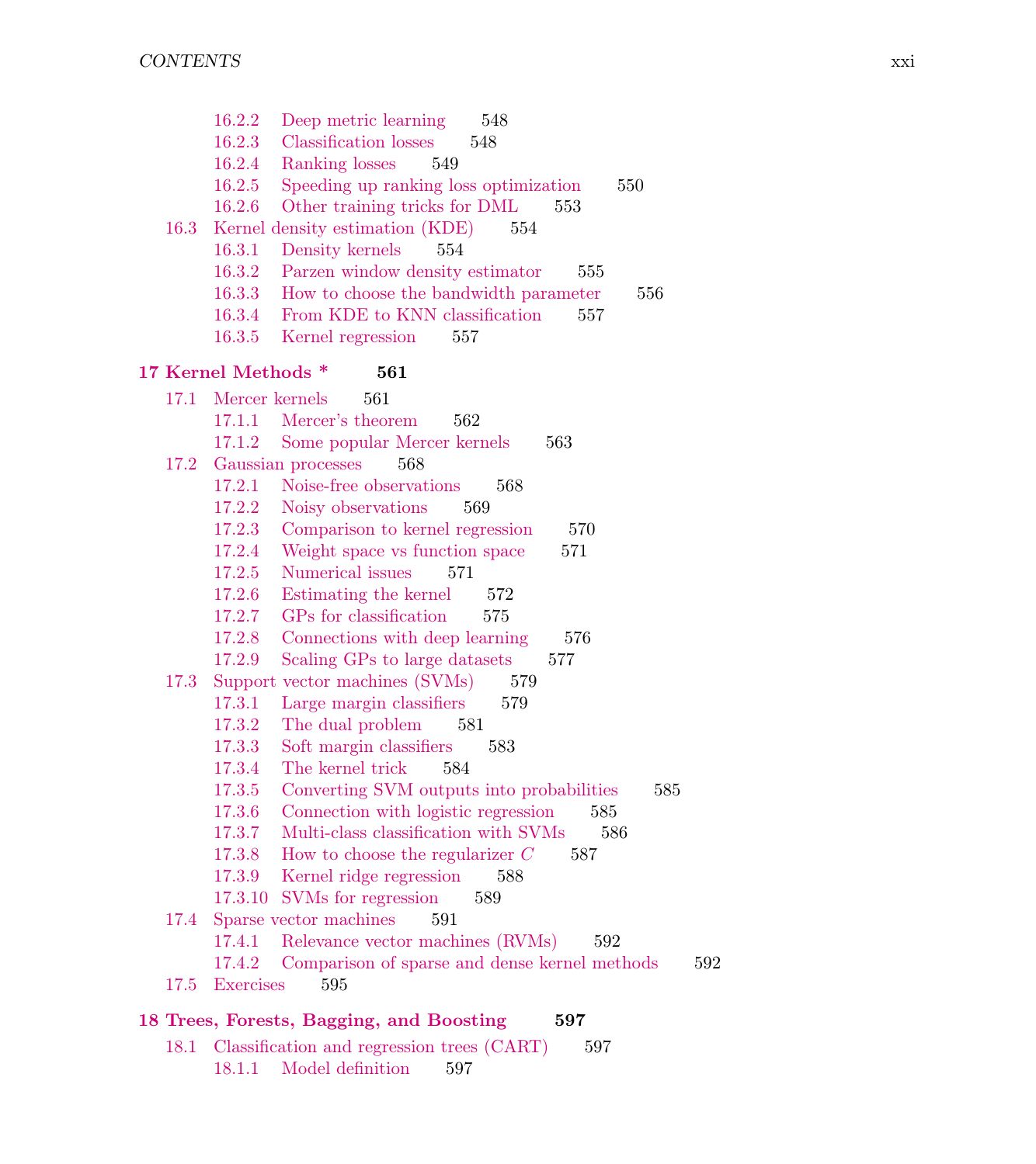16.2.2 Deep metric learning 548
16.2.3 Classification losses 548
16.2.4 Ranking losses 549
16.2.5 Speeding up ranking loss optimization 550
16.2.6 Other training tricks for DML 553

16.3 Kernel density estimation (KDE) 554
16.3.1 Density kernels 554
16.3.2 Parzen window density estimator 555
16.3.3 How to choose the bandwidth parameter 556
16.3.4 From KDE to KNN classification 557
16.3.5 Kernel regression 557

**17 Kernel Methods * 561**

17.1 Mercer kernels 561
17.1.1 Mercer's theorem 562
17.1.2 Some popular Mercer kernels 563

17.2 Gaussian processes 568
17.2.1 Noise-free observations 568
17.2.2 Noisy observations 569
17.2.3 Comparison to kernel regression 570
17.2.4 Weight space vs function space 571
17.2.5 Numerical issues 571
17.2.6 Estimating the kernel 572
17.2.7 GPs for classification 575
17.2.8 Connections with deep learning 576
17.2.9 Scaling GPs to large datasets 577

17.3 Support vector machines (SVMs) 579
17.3.1 Large margin classifiers 579
17.3.2 The dual problem 581
17.3.3 Soft margin classifiers 583
17.3.4 The kernel trick 584
17.3.5 Converting SVM outputs into probabilities 585
17.3.6 Connection with logistic regression 585
17.3.7 Multi-class classification with SVMs 586
17.3.8 How to choose the regularizer $C$ 587
17.3.9 Kernel ridge regression 588
17.3.10 SVMs for regression 589

17.4 Sparse vector machines 591
17.4.1 Relevance vector machines (RVMs) 592
17.4.2 Comparison of sparse and dense kernel methods 592

17.5 Exercises 595

**18 Trees, Forests, Bagging, and Boosting 597**

18.1 Classification and regression trees (CART) 597
18.1.1 Model definition 597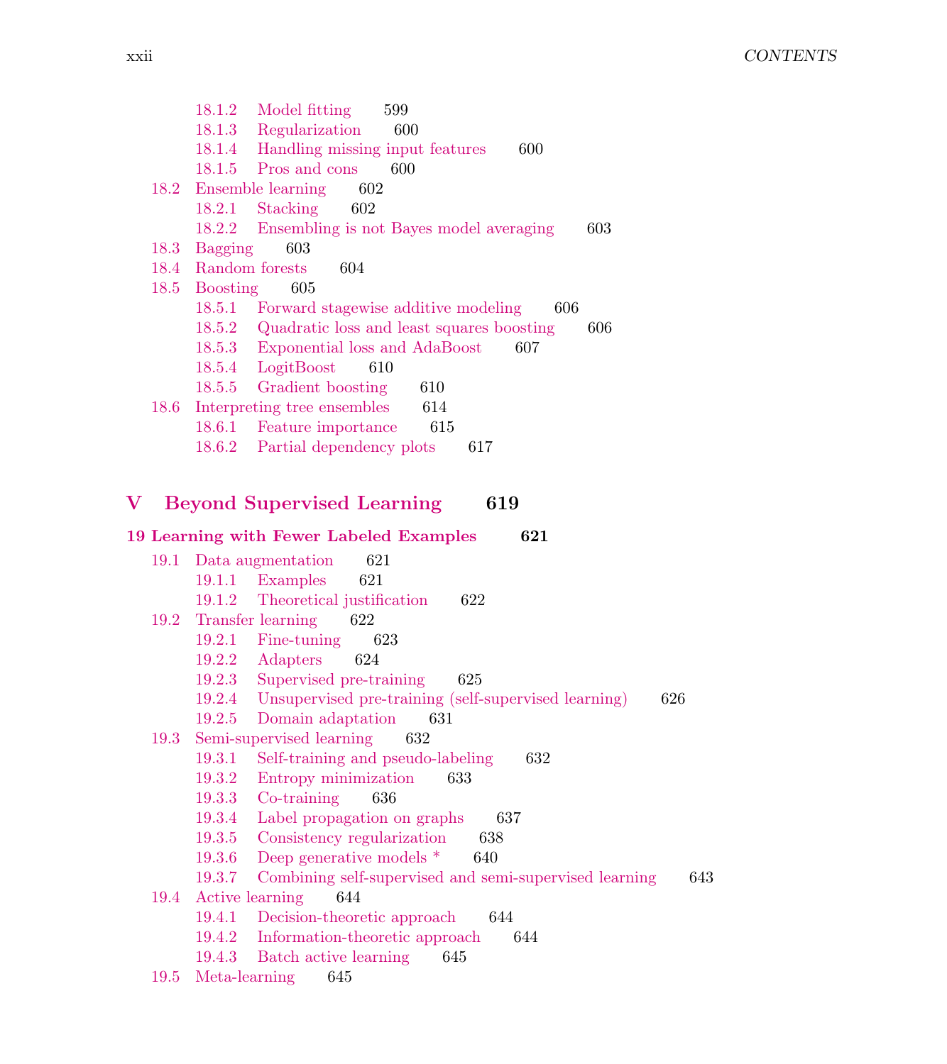- 18.1.2 Model fitting 599
- 18.1.3 Regularization 600
- 18.1.4 Handling missing input features 600
- 18.1.5 Pros and cons 600

18.2 Ensemble learning 602
- 18.2.1 Stacking 602
- 18.2.2 Ensembling is not Bayes model averaging 603

18.3 Bagging 603

18.4 Random forests 604

18.5 Boosting 605
- 18.5.1 Forward stagewise additive modeling 606
- 18.5.2 Quadratic loss and least squares boosting 606
- 18.5.3 Exponential loss and AdaBoost 607
- 18.5.4 LogitBoost 610
- 18.5.5 Gradient boosting 610

18.6 Interpreting tree ensembles 614
- 18.6.1 Feature importance 615
- 18.6.2 Partial dependency plots 617

# V Beyond Supervised Learning 619

## 19 Learning with Fewer Labeled Examples 621

19.1 Data augmentation 621
- 19.1.1 Examples 621
- 19.1.2 Theoretical justification 622

19.2 Transfer learning 622
- 19.2.1 Fine-tuning 623
- 19.2.2 Adapters 624
- 19.2.3 Supervised pre-training 625
- 19.2.4 Unsupervised pre-training (self-supervised learning) 626
- 19.2.5 Domain adaptation 631

19.3 Semi-supervised learning 632
- 19.3.1 Self-training and pseudo-labeling 632
- 19.3.2 Entropy minimization 633
- 19.3.3 Co-training 636
- 19.3.4 Label propagation on graphs 637
- 19.3.5 Consistency regularization 638
- 19.3.6 Deep generative models * 640
- 19.3.7 Combining self-supervised and semi-supervised learning 643

19.4 Active learning 644
- 19.4.1 Decision-theoretic approach 644
- 19.4.2 Information-theoretic approach 644
- 19.4.3 Batch active learning 645

19.5 Meta-learning 645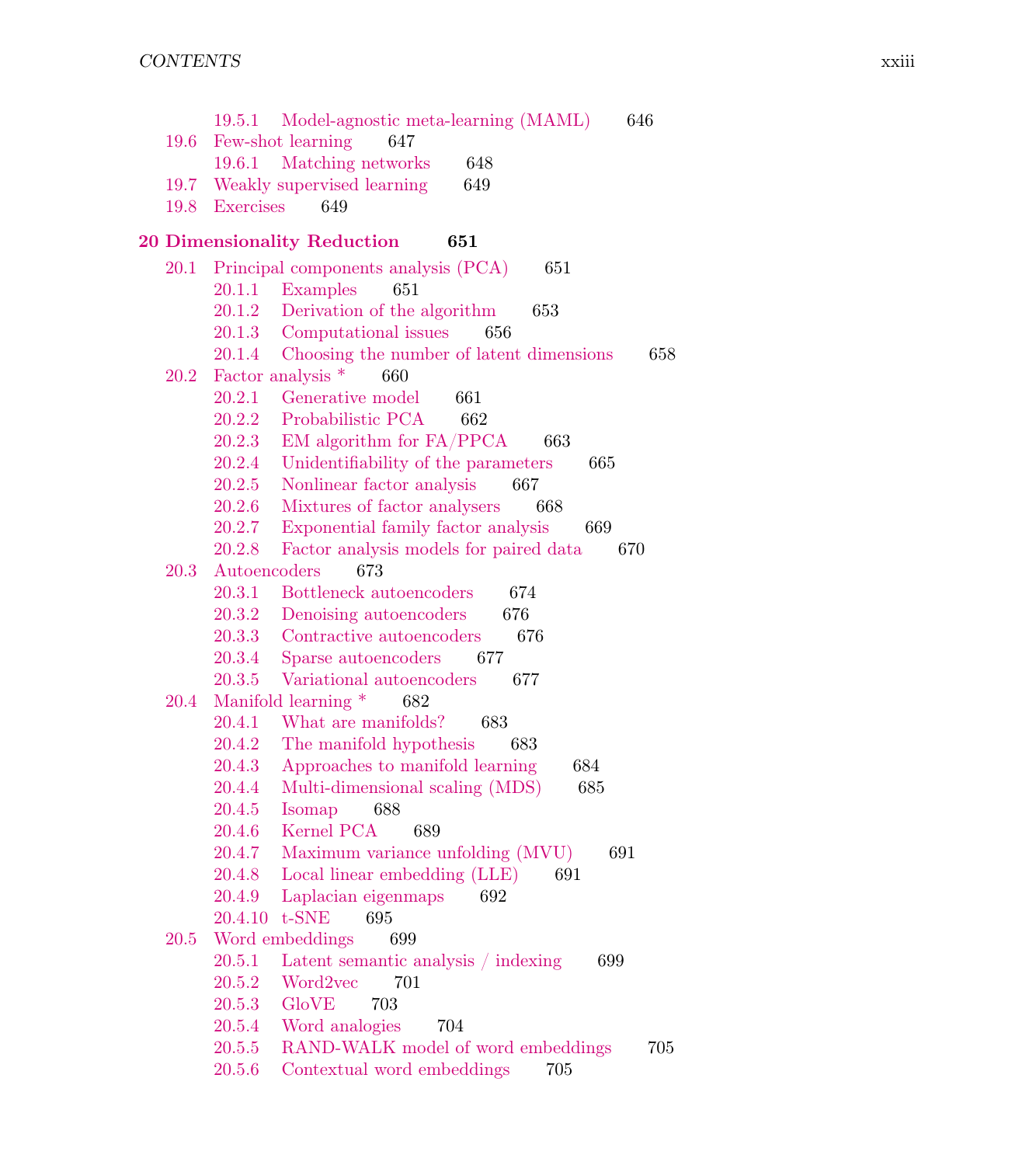- 19.5.1 Model-agnostic meta-learning (MAML) 646
- 19.6 Few-shot learning 647
  - 19.6.1 Matching networks 648
- 19.7 Weakly supervised learning 649
- 19.8 Exercises 649

**20 Dimensionality Reduction 651**

- 20.1 Principal components analysis (PCA) 651
  - 20.1.1 Examples 651
  - 20.1.2 Derivation of the algorithm 653
  - 20.1.3 Computational issues 656
  - 20.1.4 Choosing the number of latent dimensions 658
- 20.2 Factor analysis * 660
  - 20.2.1 Generative model 661
  - 20.2.2 Probabilistic PCA 662
  - 20.2.3 EM algorithm for FA/PPCA 663
  - 20.2.4 Unidentifiability of the parameters 665
  - 20.2.5 Nonlinear factor analysis 667
  - 20.2.6 Mixtures of factor analysers 668
  - 20.2.7 Exponential family factor analysis 669
  - 20.2.8 Factor analysis models for paired data 670
- 20.3 Autoencoders 673
  - 20.3.1 Bottleneck autoencoders 674
  - 20.3.2 Denoising autoencoders 676
  - 20.3.3 Contractive autoencoders 676
  - 20.3.4 Sparse autoencoders 677
  - 20.3.5 Variational autoencoders 677
- 20.4 Manifold learning * 682
  - 20.4.1 What are manifolds? 683
  - 20.4.2 The manifold hypothesis 683
  - 20.4.3 Approaches to manifold learning 684
  - 20.4.4 Multi-dimensional scaling (MDS) 685
  - 20.4.5 Isomap 688
  - 20.4.6 Kernel PCA 689
  - 20.4.7 Maximum variance unfolding (MVU) 691
  - 20.4.8 Local linear embedding (LLE) 691
  - 20.4.9 Laplacian eigenmaps 692
  - 20.4.10 t-SNE 695
- 20.5 Word embeddings 699
  - 20.5.1 Latent semantic analysis / indexing 699
  - 20.5.2 Word2vec 701
  - 20.5.3 GloVE 703
  - 20.5.4 Word analogies 704
  - 20.5.5 RAND-WALK model of word embeddings 705
  - 20.5.6 Contextual word embeddings 705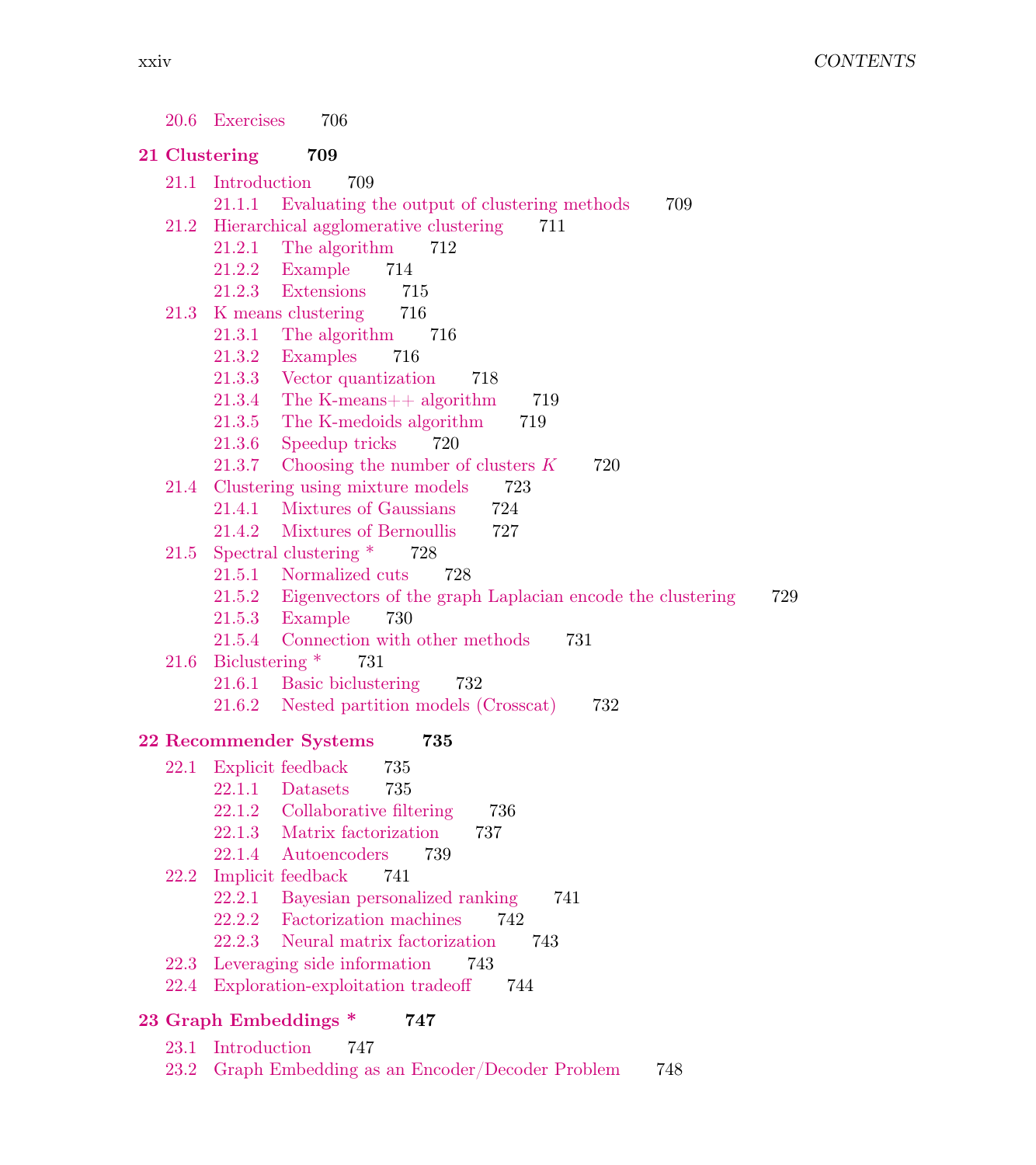20.6 Exercises 706

**21 Clustering 709**

- 21.1 Introduction 709
  - 21.1.1 Evaluating the output of clustering methods 709
- 21.2 Hierarchical agglomerative clustering 711
  - 21.2.1 The algorithm 712
  - 21.2.2 Example 714
  - 21.2.3 Extensions 715
- 21.3 K means clustering 716
  - 21.3.1 The algorithm 716
  - 21.3.2 Examples 716
  - 21.3.3 Vector quantization 718
  - 21.3.4 The K-means++ algorithm 719
  - 21.3.5 The K-medoids algorithm 719
  - 21.3.6 Speedup tricks 720
  - 21.3.7 Choosing the number of clusters $K$ 720
- 21.4 Clustering using mixture models 723
  - 21.4.1 Mixtures of Gaussians 724
  - 21.4.2 Mixtures of Bernoullis 727
- 21.5 Spectral clustering * 728
  - 21.5.1 Normalized cuts 728
  - 21.5.2 Eigenvectors of the graph Laplacian encode the clustering 729
  - 21.5.3 Example 730
  - 21.5.4 Connection with other methods 731
- 21.6 Biclustering * 731
  - 21.6.1 Basic biclustering 732
  - 21.6.2 Nested partition models (Crosscat) 732

**22 Recommender Systems 735**

- 22.1 Explicit feedback 735
  - 22.1.1 Datasets 735
  - 22.1.2 Collaborative filtering 736
  - 22.1.3 Matrix factorization 737
  - 22.1.4 Autoencoders 739
- 22.2 Implicit feedback 741
  - 22.2.1 Bayesian personalized ranking 741
  - 22.2.2 Factorization machines 742
  - 22.2.3 Neural matrix factorization 743
- 22.3 Leveraging side information 743
- 22.4 Exploration-exploitation tradeoff 744

**23 Graph Embeddings * 747**

- 23.1 Introduction 747
- 23.2 Graph Embedding as an Encoder/Decoder Problem 748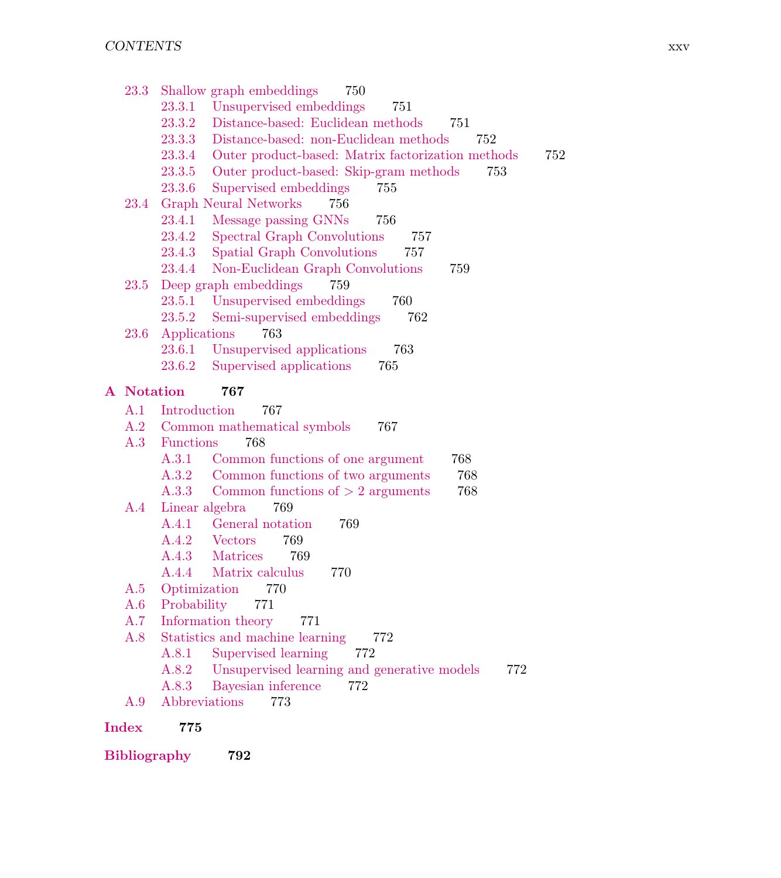- 23.3 Shallow graph embeddings 750
  - 23.3.1 Unsupervised embeddings 751
  - 23.3.2 Distance-based: Euclidean methods 751
  - 23.3.3 Distance-based: non-Euclidean methods 752
  - 23.3.4 Outer product-based: Matrix factorization methods 752
  - 23.3.5 Outer product-based: Skip-gram methods 753
  - 23.3.6 Supervised embeddings 755
- 23.4 Graph Neural Networks 756
  - 23.4.1 Message passing GNNs 756
  - 23.4.2 Spectral Graph Convolutions 757
  - 23.4.3 Spatial Graph Convolutions 757
  - 23.4.4 Non-Euclidean Graph Convolutions 759
- 23.5 Deep graph embeddings 759
  - 23.5.1 Unsupervised embeddings 760
  - 23.5.2 Semi-supervised embeddings 762
- 23.6 Applications 763
  - 23.6.1 Unsupervised applications 763
  - 23.6.2 Supervised applications 765

**A Notation 767**

- A.1 Introduction 767
- A.2 Common mathematical symbols 767
- A.3 Functions 768
  - A.3.1 Common functions of one argument 768
  - A.3.2 Common functions of two arguments 768
  - A.3.3 Common functions of $> 2$ arguments 768
- A.4 Linear algebra 769
  - A.4.1 General notation 769
  - A.4.2 Vectors 769
  - A.4.3 Matrices 769
  - A.4.4 Matrix calculus 770
- A.5 Optimization 770
- A.6 Probability 771
- A.7 Information theory 771
- A.8 Statistics and machine learning 772
  - A.8.1 Supervised learning 772
  - A.8.2 Unsupervised learning and generative models 772
  - A.8.3 Bayesian inference 772
- A.9 Abbreviations 773

**Index 775**

**Bibliography 792**